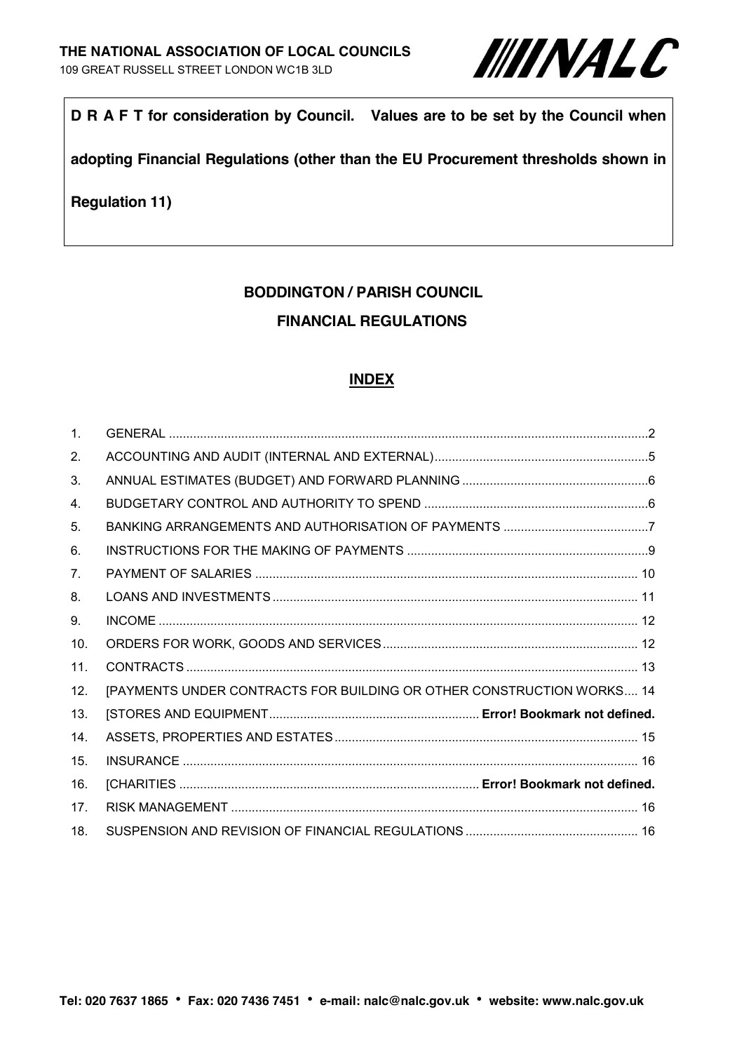**THE NATIONAL ASSOCIATION OF LOCAL COUNCILS**
109 GREAT RUSSELL STREET LONDON WC1B 3LD

NALC

**D R A F T for consideration by Council. Values are to be set by the Council when adopting Financial Regulations (other than the EU Procurement thresholds shown in Regulation 11)**

## BODDINGTON / PARISH COUNCIL

## FINANCIAL REGULATIONS

## INDEX

| | | |
|---|---|---|
| 1. | GENERAL | 2 |
| 2. | ACCOUNTING AND AUDIT (INTERNAL AND EXTERNAL) | 5 |
| 3. | ANNUAL ESTIMATES (BUDGET) AND FORWARD PLANNING | 6 |
| 4. | BUDGETARY CONTROL AND AUTHORITY TO SPEND | 6 |
| 5. | BANKING ARRANGEMENTS AND AUTHORISATION OF PAYMENTS | 7 |
| 6. | INSTRUCTIONS FOR THE MAKING OF PAYMENTS | 9 |
| 7. | PAYMENT OF SALARIES | 10 |
| 8. | LOANS AND INVESTMENTS | 11 |
| 9. | INCOME | 12 |
| 10. | ORDERS FOR WORK, GOODS AND SERVICES | 12 |
| 11. | CONTRACTS | 13 |
| 12. | [PAYMENTS UNDER CONTRACTS FOR BUILDING OR OTHER CONSTRUCTION WORKS | 14 |
| 13. | [STORES AND EQUIPMENT | **Error! Bookmark not defined.** |
| 14. | ASSETS, PROPERTIES AND ESTATES | 15 |
| 15. | INSURANCE | 16 |
| 16. | [CHARITIES | **Error! Bookmark not defined.** |
| 17. | RISK MANAGEMENT | 16 |
| 18. | SUSPENSION AND REVISION OF FINANCIAL REGULATIONS | 16 |

**Tel: 020 7637 1865 • Fax: 020 7436 7451 • e-mail: nalc@nalc.gov.uk • website: www.nalc.gov.uk**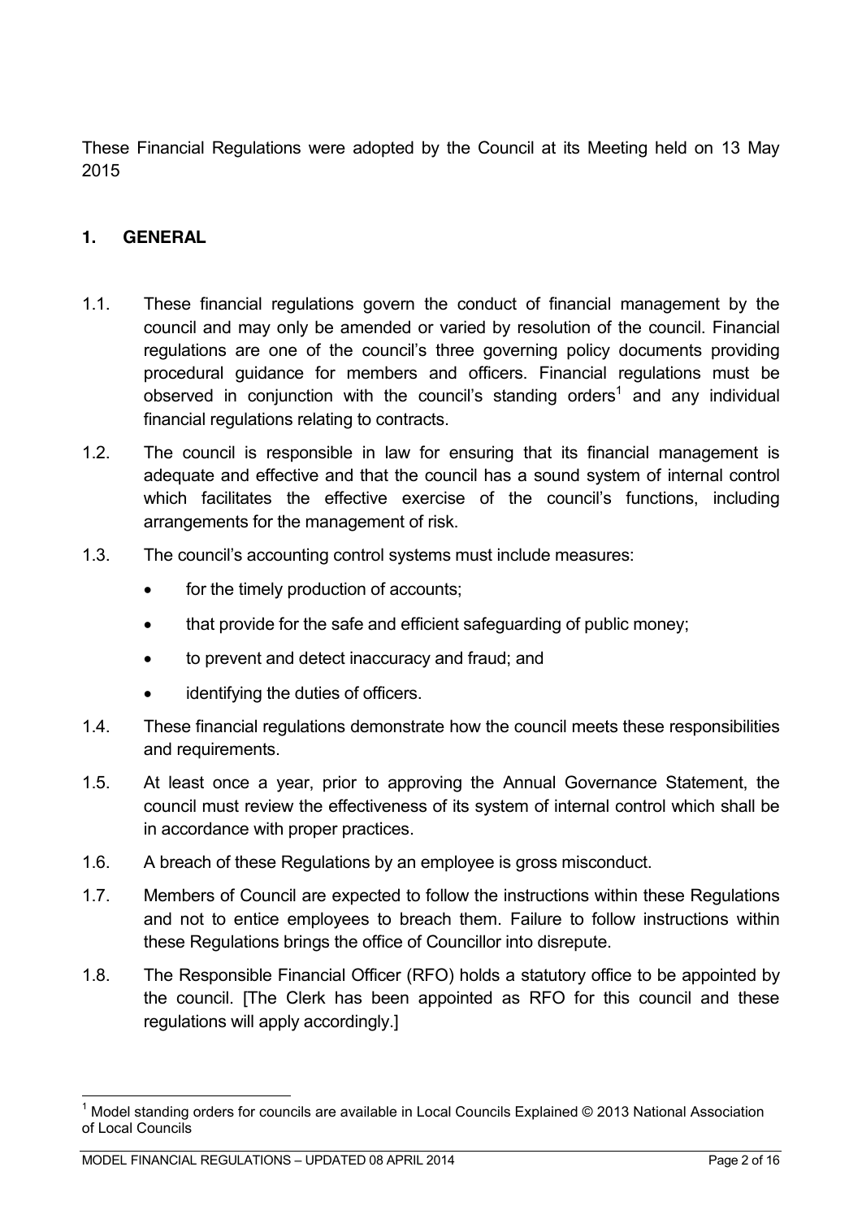These Financial Regulations were adopted by the Council at its Meeting held on 13 May 2015

## 1. GENERAL

1.1. These financial regulations govern the conduct of financial management by the council and may only be amended or varied by resolution of the council. Financial regulations are one of the council's three governing policy documents providing procedural guidance for members and officers. Financial regulations must be observed in conjunction with the council's standing orders[1] and any individual financial regulations relating to contracts.

1.2. The council is responsible in law for ensuring that its financial management is adequate and effective and that the council has a sound system of internal control which facilitates the effective exercise of the council's functions, including arrangements for the management of risk.

1.3. The council's accounting control systems must include measures:

- for the timely production of accounts;
- that provide for the safe and efficient safeguarding of public money;
- to prevent and detect inaccuracy and fraud; and
- identifying the duties of officers.

1.4. These financial regulations demonstrate how the council meets these responsibilities and requirements.

1.5. At least once a year, prior to approving the Annual Governance Statement, the council must review the effectiveness of its system of internal control which shall be in accordance with proper practices.

1.6. A breach of these Regulations by an employee is gross misconduct.

1.7. Members of Council are expected to follow the instructions within these Regulations and not to entice employees to breach them. Failure to follow instructions within these Regulations brings the office of Councillor into disrepute.

1.8. The Responsible Financial Officer (RFO) holds a statutory office to be appointed by the council. [The Clerk has been appointed as RFO for this council and these regulations will apply accordingly.]

[1] Model standing orders for councils are available in Local Councils Explained © 2013 National Association of Local Councils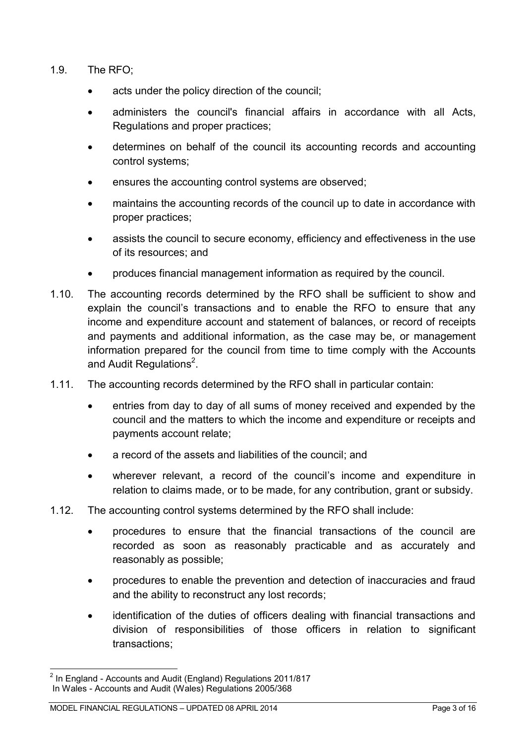1.9. The RFO;

- acts under the policy direction of the council;
- administers the council's financial affairs in accordance with all Acts, Regulations and proper practices;
- determines on behalf of the council its accounting records and accounting control systems;
- ensures the accounting control systems are observed;
- maintains the accounting records of the council up to date in accordance with proper practices;
- assists the council to secure economy, efficiency and effectiveness in the use of its resources; and
- produces financial management information as required by the council.

1.10. The accounting records determined by the RFO shall be sufficient to show and explain the council's transactions and to enable the RFO to ensure that any income and expenditure account and statement of balances, or record of receipts and payments and additional information, as the case may be, or management information prepared for the council from time to time comply with the Accounts and Audit Regulations[2].

1.11. The accounting records determined by the RFO shall in particular contain:

- entries from day to day of all sums of money received and expended by the council and the matters to which the income and expenditure or receipts and payments account relate;
- a record of the assets and liabilities of the council; and
- wherever relevant, a record of the council's income and expenditure in relation to claims made, or to be made, for any contribution, grant or subsidy.

1.12. The accounting control systems determined by the RFO shall include:

- procedures to ensure that the financial transactions of the council are recorded as soon as reasonably practicable and as accurately and reasonably as possible;
- procedures to enable the prevention and detection of inaccuracies and fraud and the ability to reconstruct any lost records;
- identification of the duties of officers dealing with financial transactions and division of responsibilities of those officers in relation to significant transactions;

---

[2] In England - Accounts and Audit (England) Regulations 2011/817
In Wales - Accounts and Audit (Wales) Regulations 2005/368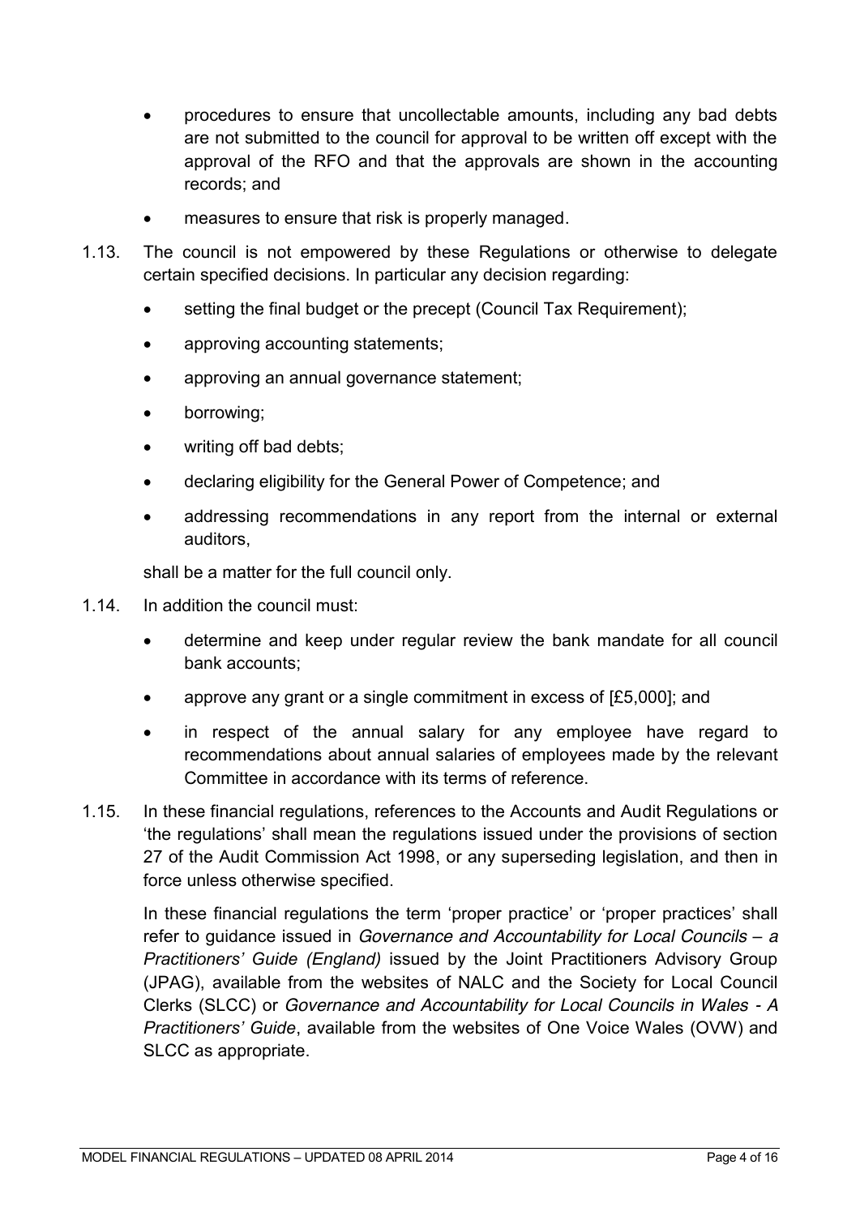- procedures to ensure that uncollectable amounts, including any bad debts are not submitted to the council for approval to be written off except with the approval of the RFO and that the approvals are shown in the accounting records; and
- measures to ensure that risk is properly managed.

1.13. The council is not empowered by these Regulations or otherwise to delegate certain specified decisions. In particular any decision regarding:

- setting the final budget or the precept (Council Tax Requirement);
- approving accounting statements;
- approving an annual governance statement;
- borrowing;
- writing off bad debts;
- declaring eligibility for the General Power of Competence; and
- addressing recommendations in any report from the internal or external auditors,

shall be a matter for the full council only.

1.14. In addition the council must:

- determine and keep under regular review the bank mandate for all council bank accounts;
- approve any grant or a single commitment in excess of [£5,000]; and
- in respect of the annual salary for any employee have regard to recommendations about annual salaries of employees made by the relevant Committee in accordance with its terms of reference.

1.15. In these financial regulations, references to the Accounts and Audit Regulations or 'the regulations' shall mean the regulations issued under the provisions of section 27 of the Audit Commission Act 1998, or any superseding legislation, and then in force unless otherwise specified.

In these financial regulations the term 'proper practice' or 'proper practices' shall refer to guidance issued in *Governance and Accountability for Local Councils – a Practitioners' Guide (England)* issued by the Joint Practitioners Advisory Group (JPAG), available from the websites of NALC and the Society for Local Council Clerks (SLCC) or *Governance and Accountability for Local Councils in Wales - A Practitioners' Guide*, available from the websites of One Voice Wales (OVW) and SLCC as appropriate.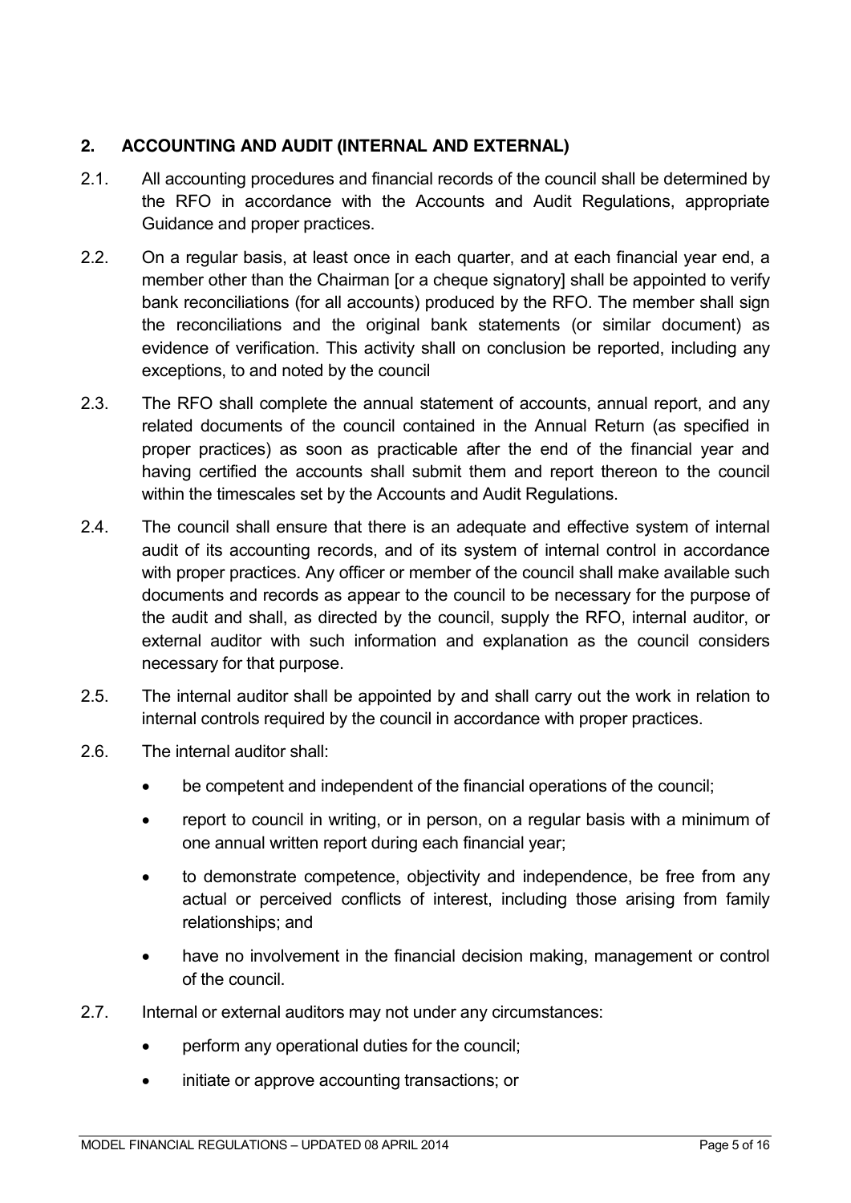## 2. ACCOUNTING AND AUDIT (INTERNAL AND EXTERNAL)

2.1. All accounting procedures and financial records of the council shall be determined by the RFO in accordance with the Accounts and Audit Regulations, appropriate Guidance and proper practices.

2.2. On a regular basis, at least once in each quarter, and at each financial year end, a member other than the Chairman [or a cheque signatory] shall be appointed to verify bank reconciliations (for all accounts) produced by the RFO. The member shall sign the reconciliations and the original bank statements (or similar document) as evidence of verification. This activity shall on conclusion be reported, including any exceptions, to and noted by the council

2.3. The RFO shall complete the annual statement of accounts, annual report, and any related documents of the council contained in the Annual Return (as specified in proper practices) as soon as practicable after the end of the financial year and having certified the accounts shall submit them and report thereon to the council within the timescales set by the Accounts and Audit Regulations.

2.4. The council shall ensure that there is an adequate and effective system of internal audit of its accounting records, and of its system of internal control in accordance with proper practices. Any officer or member of the council shall make available such documents and records as appear to the council to be necessary for the purpose of the audit and shall, as directed by the council, supply the RFO, internal auditor, or external auditor with such information and explanation as the council considers necessary for that purpose.

2.5. The internal auditor shall be appointed by and shall carry out the work in relation to internal controls required by the council in accordance with proper practices.

2.6. The internal auditor shall:

- be competent and independent of the financial operations of the council;
- report to council in writing, or in person, on a regular basis with a minimum of one annual written report during each financial year;
- to demonstrate competence, objectivity and independence, be free from any actual or perceived conflicts of interest, including those arising from family relationships; and
- have no involvement in the financial decision making, management or control of the council.

2.7. Internal or external auditors may not under any circumstances:

- perform any operational duties for the council;
- initiate or approve accounting transactions; or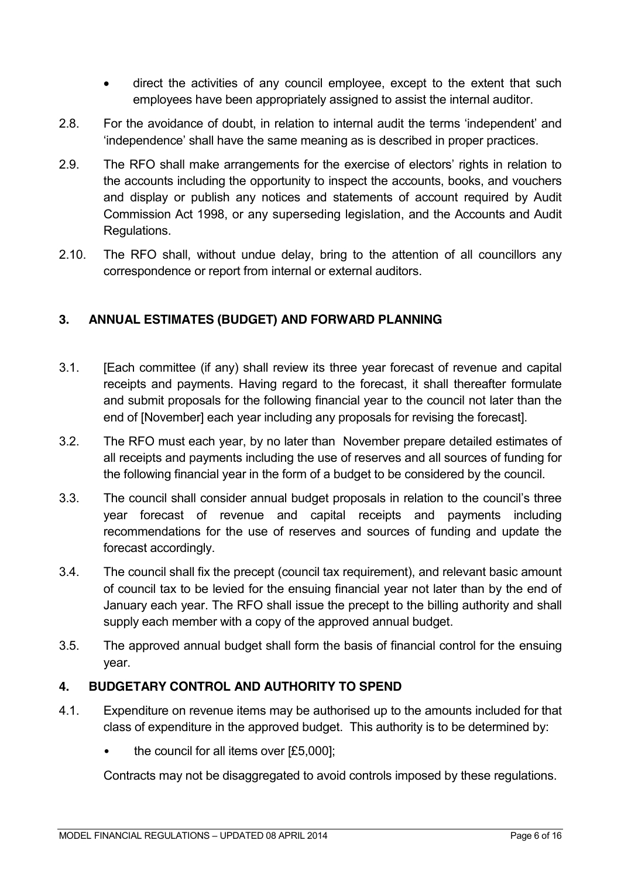- direct the activities of any council employee, except to the extent that such employees have been appropriately assigned to assist the internal auditor.

2.8. For the avoidance of doubt, in relation to internal audit the terms 'independent' and 'independence' shall have the same meaning as is described in proper practices.

2.9. The RFO shall make arrangements for the exercise of electors' rights in relation to the accounts including the opportunity to inspect the accounts, books, and vouchers and display or publish any notices and statements of account required by Audit Commission Act 1998, or any superseding legislation, and the Accounts and Audit Regulations.

2.10. The RFO shall, without undue delay, bring to the attention of all councillors any correspondence or report from internal or external auditors.

## 3. ANNUAL ESTIMATES (BUDGET) AND FORWARD PLANNING

3.1. [Each committee (if any) shall review its three year forecast of revenue and capital receipts and payments. Having regard to the forecast, it shall thereafter formulate and submit proposals for the following financial year to the council not later than the end of [November] each year including any proposals for revising the forecast].

3.2. The RFO must each year, by no later than November prepare detailed estimates of all receipts and payments including the use of reserves and all sources of funding for the following financial year in the form of a budget to be considered by the council.

3.3. The council shall consider annual budget proposals in relation to the council's three year forecast of revenue and capital receipts and payments including recommendations for the use of reserves and sources of funding and update the forecast accordingly.

3.4. The council shall fix the precept (council tax requirement), and relevant basic amount of council tax to be levied for the ensuing financial year not later than by the end of January each year. The RFO shall issue the precept to the billing authority and shall supply each member with a copy of the approved annual budget.

3.5. The approved annual budget shall form the basis of financial control for the ensuing year.

## 4. BUDGETARY CONTROL AND AUTHORITY TO SPEND

4.1. Expenditure on revenue items may be authorised up to the amounts included for that class of expenditure in the approved budget. This authority is to be determined by:

- the council for all items over [£5,000];

Contracts may not be disaggregated to avoid controls imposed by these regulations.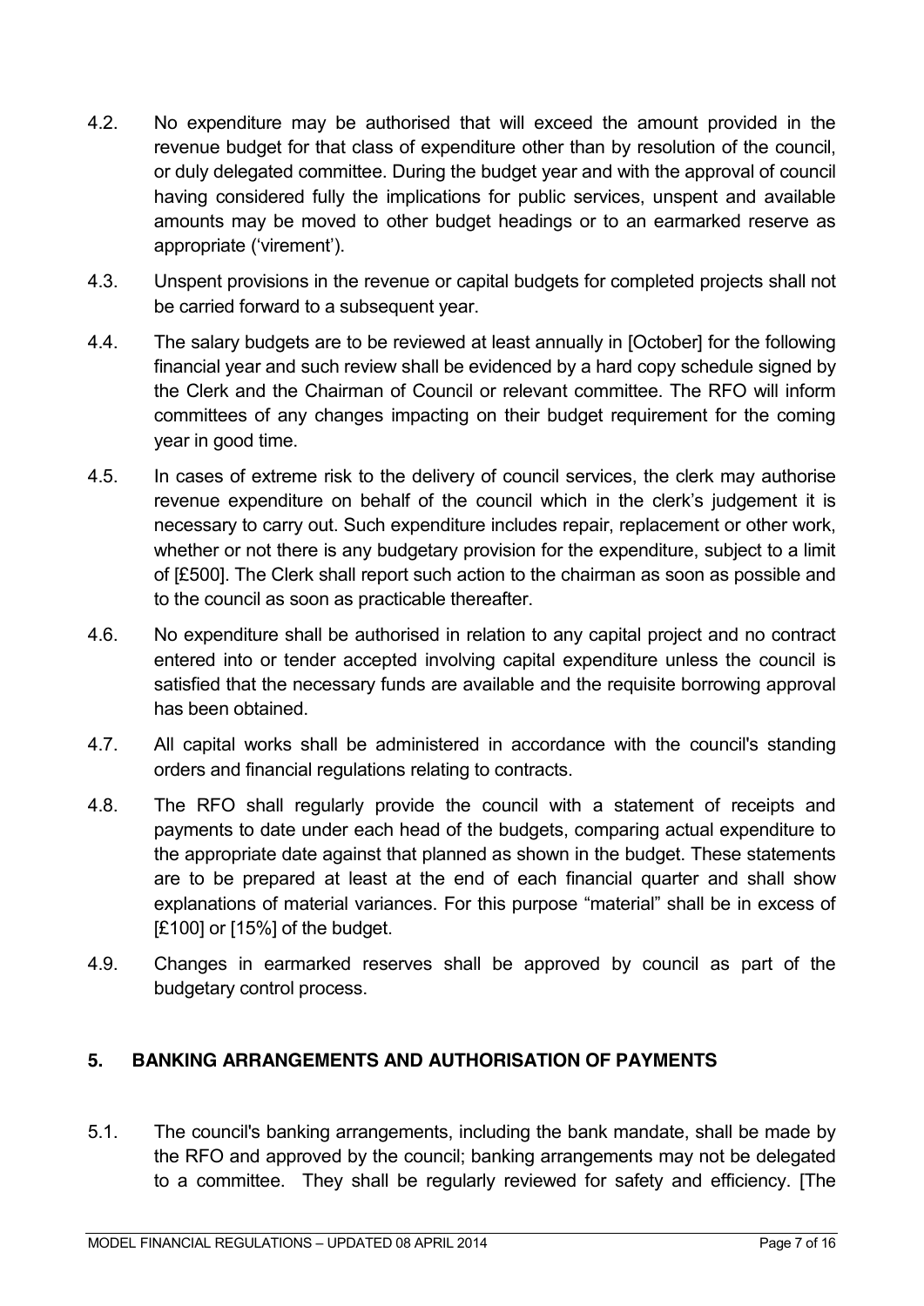4.2. No expenditure may be authorised that will exceed the amount provided in the revenue budget for that class of expenditure other than by resolution of the council, or duly delegated committee. During the budget year and with the approval of council having considered fully the implications for public services, unspent and available amounts may be moved to other budget headings or to an earmarked reserve as appropriate ('virement').

4.3. Unspent provisions in the revenue or capital budgets for completed projects shall not be carried forward to a subsequent year.

4.4. The salary budgets are to be reviewed at least annually in [October] for the following financial year and such review shall be evidenced by a hard copy schedule signed by the Clerk and the Chairman of Council or relevant committee. The RFO will inform committees of any changes impacting on their budget requirement for the coming year in good time.

4.5. In cases of extreme risk to the delivery of council services, the clerk may authorise revenue expenditure on behalf of the council which in the clerk's judgement it is necessary to carry out. Such expenditure includes repair, replacement or other work, whether or not there is any budgetary provision for the expenditure, subject to a limit of [£500]. The Clerk shall report such action to the chairman as soon as possible and to the council as soon as practicable thereafter.

4.6. No expenditure shall be authorised in relation to any capital project and no contract entered into or tender accepted involving capital expenditure unless the council is satisfied that the necessary funds are available and the requisite borrowing approval has been obtained.

4.7. All capital works shall be administered in accordance with the council's standing orders and financial regulations relating to contracts.

4.8. The RFO shall regularly provide the council with a statement of receipts and payments to date under each head of the budgets, comparing actual expenditure to the appropriate date against that planned as shown in the budget. These statements are to be prepared at least at the end of each financial quarter and shall show explanations of material variances. For this purpose "material" shall be in excess of [£100] or [15%] of the budget.

4.9. Changes in earmarked reserves shall be approved by council as part of the budgetary control process.

## 5. BANKING ARRANGEMENTS AND AUTHORISATION OF PAYMENTS

5.1. The council's banking arrangements, including the bank mandate, shall be made by the RFO and approved by the council; banking arrangements may not be delegated to a committee. They shall be regularly reviewed for safety and efficiency. [The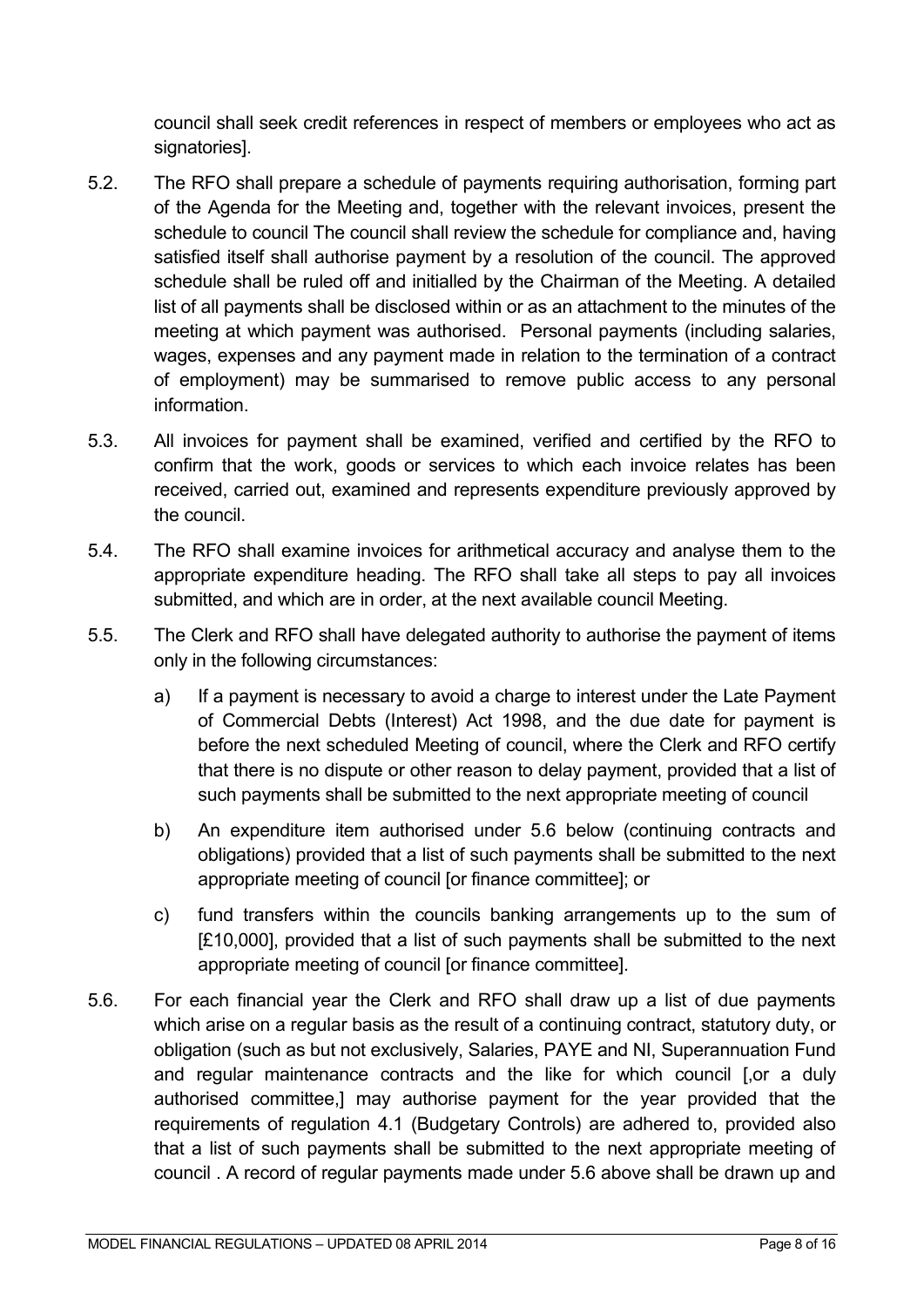council shall seek credit references in respect of members or employees who act as signatories].

5.2. The RFO shall prepare a schedule of payments requiring authorisation, forming part of the Agenda for the Meeting and, together with the relevant invoices, present the schedule to council The council shall review the schedule for compliance and, having satisfied itself shall authorise payment by a resolution of the council. The approved schedule shall be ruled off and initialled by the Chairman of the Meeting. A detailed list of all payments shall be disclosed within or as an attachment to the minutes of the meeting at which payment was authorised. Personal payments (including salaries, wages, expenses and any payment made in relation to the termination of a contract of employment) may be summarised to remove public access to any personal information.

5.3. All invoices for payment shall be examined, verified and certified by the RFO to confirm that the work, goods or services to which each invoice relates has been received, carried out, examined and represents expenditure previously approved by the council.

5.4. The RFO shall examine invoices for arithmetical accuracy and analyse them to the appropriate expenditure heading. The RFO shall take all steps to pay all invoices submitted, and which are in order, at the next available council Meeting.

5.5. The Clerk and RFO shall have delegated authority to authorise the payment of items only in the following circumstances:

   a) If a payment is necessary to avoid a charge to interest under the Late Payment of Commercial Debts (Interest) Act 1998, and the due date for payment is before the next scheduled Meeting of council, where the Clerk and RFO certify that there is no dispute or other reason to delay payment, provided that a list of such payments shall be submitted to the next appropriate meeting of council

   b) An expenditure item authorised under 5.6 below (continuing contracts and obligations) provided that a list of such payments shall be submitted to the next appropriate meeting of council [or finance committee]; or

   c) fund transfers within the councils banking arrangements up to the sum of [£10,000], provided that a list of such payments shall be submitted to the next appropriate meeting of council [or finance committee].

5.6. For each financial year the Clerk and RFO shall draw up a list of due payments which arise on a regular basis as the result of a continuing contract, statutory duty, or obligation (such as but not exclusively, Salaries, PAYE and NI, Superannuation Fund and regular maintenance contracts and the like for which council [,or a duly authorised committee,] may authorise payment for the year provided that the requirements of regulation 4.1 (Budgetary Controls) are adhered to, provided also that a list of such payments shall be submitted to the next appropriate meeting of council . A record of regular payments made under 5.6 above shall be drawn up and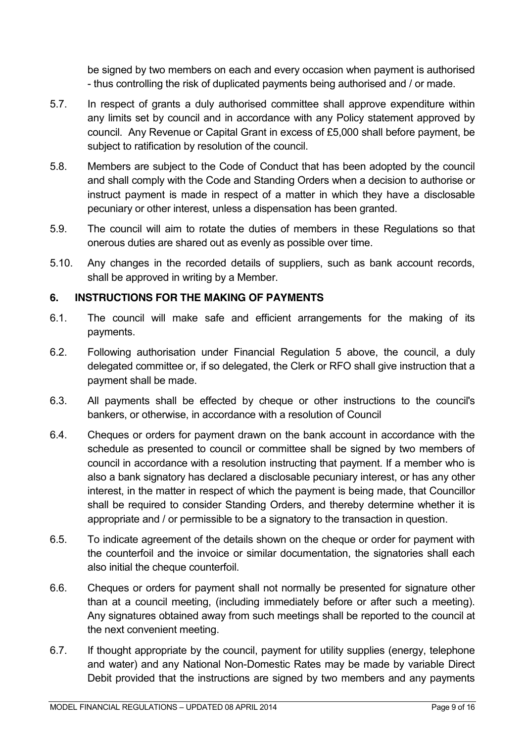be signed by two members on each and every occasion when payment is authorised - thus controlling the risk of duplicated payments being authorised and / or made.

5.7. In respect of grants a duly authorised committee shall approve expenditure within any limits set by council and in accordance with any Policy statement approved by council. Any Revenue or Capital Grant in excess of £5,000 shall before payment, be subject to ratification by resolution of the council.

5.8. Members are subject to the Code of Conduct that has been adopted by the council and shall comply with the Code and Standing Orders when a decision to authorise or instruct payment is made in respect of a matter in which they have a disclosable pecuniary or other interest, unless a dispensation has been granted.

5.9. The council will aim to rotate the duties of members in these Regulations so that onerous duties are shared out as evenly as possible over time.

5.10. Any changes in the recorded details of suppliers, such as bank account records, shall be approved in writing by a Member.

## 6. INSTRUCTIONS FOR THE MAKING OF PAYMENTS

6.1. The council will make safe and efficient arrangements for the making of its payments.

6.2. Following authorisation under Financial Regulation 5 above, the council, a duly delegated committee or, if so delegated, the Clerk or RFO shall give instruction that a payment shall be made.

6.3. All payments shall be effected by cheque or other instructions to the council's bankers, or otherwise, in accordance with a resolution of Council

6.4. Cheques or orders for payment drawn on the bank account in accordance with the schedule as presented to council or committee shall be signed by two members of council in accordance with a resolution instructing that payment. If a member who is also a bank signatory has declared a disclosable pecuniary interest, or has any other interest, in the matter in respect of which the payment is being made, that Councillor shall be required to consider Standing Orders, and thereby determine whether it is appropriate and / or permissible to be a signatory to the transaction in question.

6.5. To indicate agreement of the details shown on the cheque or order for payment with the counterfoil and the invoice or similar documentation, the signatories shall each also initial the cheque counterfoil.

6.6. Cheques or orders for payment shall not normally be presented for signature other than at a council meeting, (including immediately before or after such a meeting). Any signatures obtained away from such meetings shall be reported to the council at the next convenient meeting.

6.7. If thought appropriate by the council, payment for utility supplies (energy, telephone and water) and any National Non-Domestic Rates may be made by variable Direct Debit provided that the instructions are signed by two members and any payments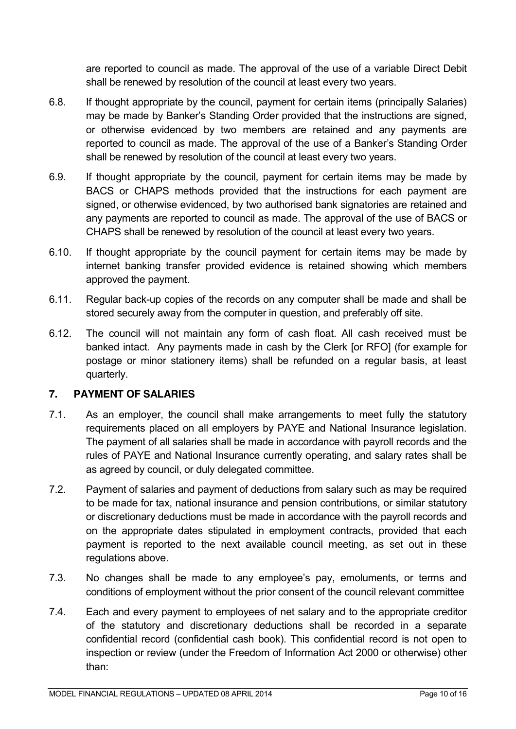are reported to council as made. The approval of the use of a variable Direct Debit shall be renewed by resolution of the council at least every two years.

6.8. If thought appropriate by the council, payment for certain items (principally Salaries) may be made by Banker's Standing Order provided that the instructions are signed, or otherwise evidenced by two members are retained and any payments are reported to council as made. The approval of the use of a Banker's Standing Order shall be renewed by resolution of the council at least every two years.

6.9. If thought appropriate by the council, payment for certain items may be made by BACS or CHAPS methods provided that the instructions for each payment are signed, or otherwise evidenced, by two authorised bank signatories are retained and any payments are reported to council as made. The approval of the use of BACS or CHAPS shall be renewed by resolution of the council at least every two years.

6.10. If thought appropriate by the council payment for certain items may be made by internet banking transfer provided evidence is retained showing which members approved the payment.

6.11. Regular back-up copies of the records on any computer shall be made and shall be stored securely away from the computer in question, and preferably off site.

6.12. The council will not maintain any form of cash float. All cash received must be banked intact. Any payments made in cash by the Clerk [or RFO] (for example for postage or minor stationery items) shall be refunded on a regular basis, at least quarterly.

## 7. PAYMENT OF SALARIES

7.1. As an employer, the council shall make arrangements to meet fully the statutory requirements placed on all employers by PAYE and National Insurance legislation. The payment of all salaries shall be made in accordance with payroll records and the rules of PAYE and National Insurance currently operating, and salary rates shall be as agreed by council, or duly delegated committee.

7.2. Payment of salaries and payment of deductions from salary such as may be required to be made for tax, national insurance and pension contributions, or similar statutory or discretionary deductions must be made in accordance with the payroll records and on the appropriate dates stipulated in employment contracts, provided that each payment is reported to the next available council meeting, as set out in these regulations above.

7.3. No changes shall be made to any employee's pay, emoluments, or terms and conditions of employment without the prior consent of the council relevant committee

7.4. Each and every payment to employees of net salary and to the appropriate creditor of the statutory and discretionary deductions shall be recorded in a separate confidential record (confidential cash book). This confidential record is not open to inspection or review (under the Freedom of Information Act 2000 or otherwise) other than: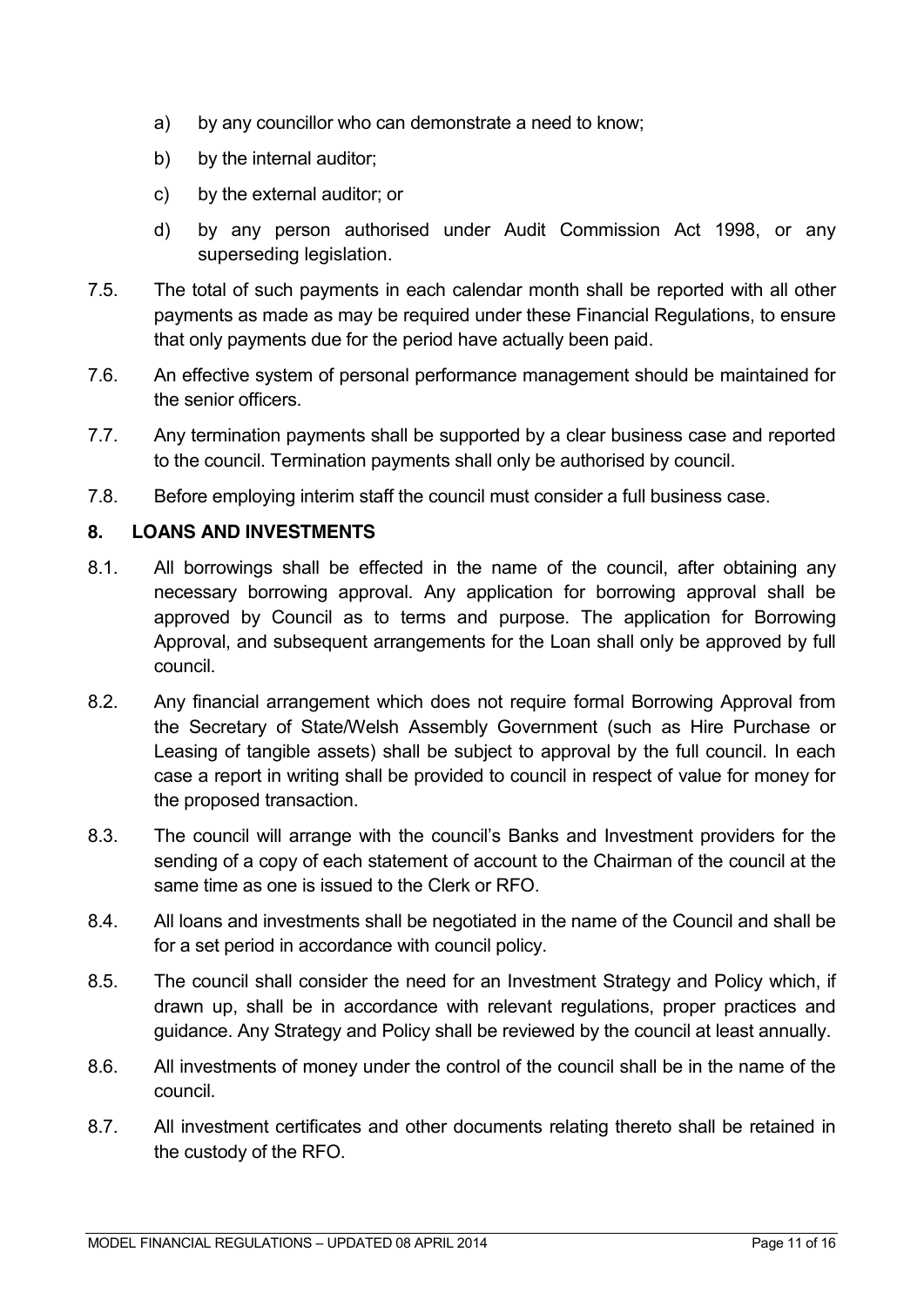a) by any councillor who can demonstrate a need to know;

b) by the internal auditor;

c) by the external auditor; or

d) by any person authorised under Audit Commission Act 1998, or any superseding legislation.

7.5. The total of such payments in each calendar month shall be reported with all other payments as made as may be required under these Financial Regulations, to ensure that only payments due for the period have actually been paid.

7.6. An effective system of personal performance management should be maintained for the senior officers.

7.7. Any termination payments shall be supported by a clear business case and reported to the council. Termination payments shall only be authorised by council.

7.8. Before employing interim staff the council must consider a full business case.

## 8. LOANS AND INVESTMENTS

8.1. All borrowings shall be effected in the name of the council, after obtaining any necessary borrowing approval. Any application for borrowing approval shall be approved by Council as to terms and purpose. The application for Borrowing Approval, and subsequent arrangements for the Loan shall only be approved by full council.

8.2. Any financial arrangement which does not require formal Borrowing Approval from the Secretary of State/Welsh Assembly Government (such as Hire Purchase or Leasing of tangible assets) shall be subject to approval by the full council. In each case a report in writing shall be provided to council in respect of value for money for the proposed transaction.

8.3. The council will arrange with the council's Banks and Investment providers for the sending of a copy of each statement of account to the Chairman of the council at the same time as one is issued to the Clerk or RFO.

8.4. All loans and investments shall be negotiated in the name of the Council and shall be for a set period in accordance with council policy.

8.5. The council shall consider the need for an Investment Strategy and Policy which, if drawn up, shall be in accordance with relevant regulations, proper practices and guidance. Any Strategy and Policy shall be reviewed by the council at least annually.

8.6. All investments of money under the control of the council shall be in the name of the council.

8.7. All investment certificates and other documents relating thereto shall be retained in the custody of the RFO.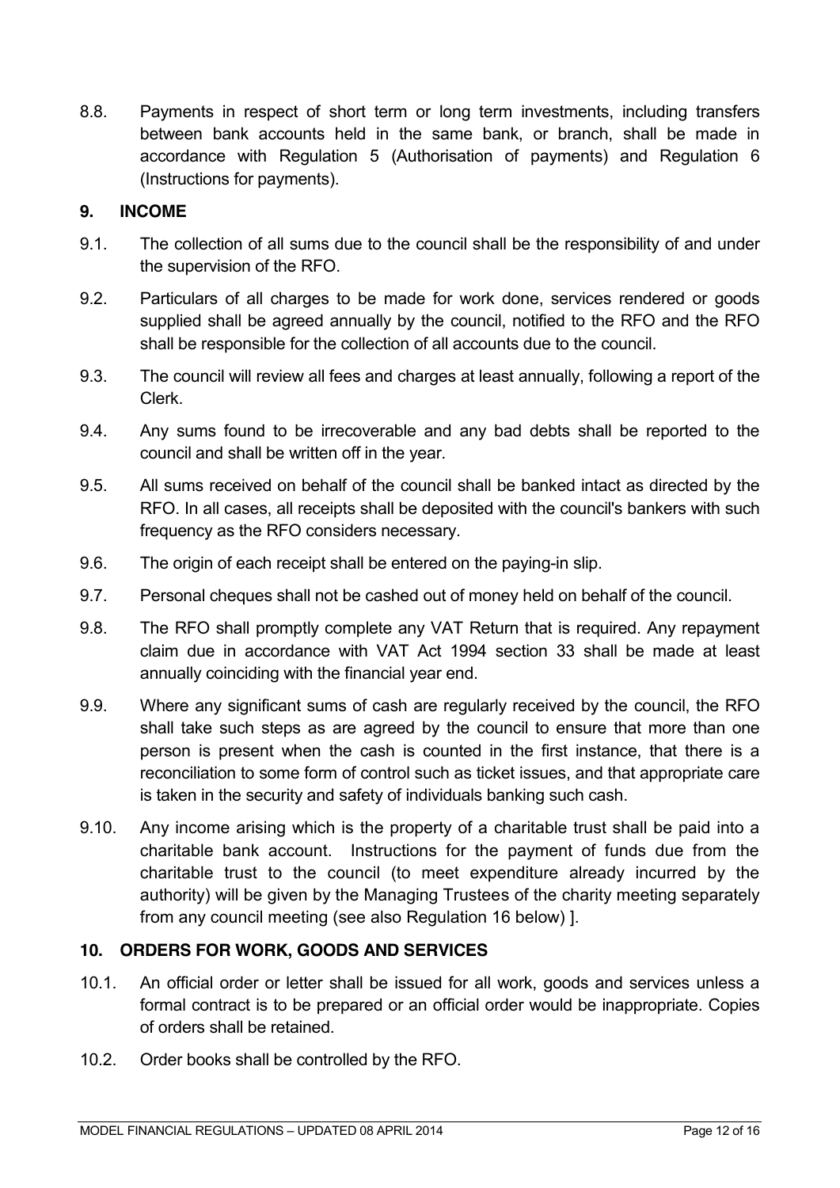8.8. Payments in respect of short term or long term investments, including transfers between bank accounts held in the same bank, or branch, shall be made in accordance with Regulation 5 (Authorisation of payments) and Regulation 6 (Instructions for payments).

## 9. INCOME

9.1. The collection of all sums due to the council shall be the responsibility of and under the supervision of the RFO.

9.2. Particulars of all charges to be made for work done, services rendered or goods supplied shall be agreed annually by the council, notified to the RFO and the RFO shall be responsible for the collection of all accounts due to the council.

9.3. The council will review all fees and charges at least annually, following a report of the Clerk.

9.4. Any sums found to be irrecoverable and any bad debts shall be reported to the council and shall be written off in the year.

9.5. All sums received on behalf of the council shall be banked intact as directed by the RFO. In all cases, all receipts shall be deposited with the council's bankers with such frequency as the RFO considers necessary.

9.6. The origin of each receipt shall be entered on the paying-in slip.

9.7. Personal cheques shall not be cashed out of money held on behalf of the council.

9.8. The RFO shall promptly complete any VAT Return that is required. Any repayment claim due in accordance with VAT Act 1994 section 33 shall be made at least annually coinciding with the financial year end.

9.9. Where any significant sums of cash are regularly received by the council, the RFO shall take such steps as are agreed by the council to ensure that more than one person is present when the cash is counted in the first instance, that there is a reconciliation to some form of control such as ticket issues, and that appropriate care is taken in the security and safety of individuals banking such cash.

9.10. Any income arising which is the property of a charitable trust shall be paid into a charitable bank account. Instructions for the payment of funds due from the charitable trust to the council (to meet expenditure already incurred by the authority) will be given by the Managing Trustees of the charity meeting separately from any council meeting (see also Regulation 16 below) ].

## 10. ORDERS FOR WORK, GOODS AND SERVICES

10.1. An official order or letter shall be issued for all work, goods and services unless a formal contract is to be prepared or an official order would be inappropriate. Copies of orders shall be retained.

10.2. Order books shall be controlled by the RFO.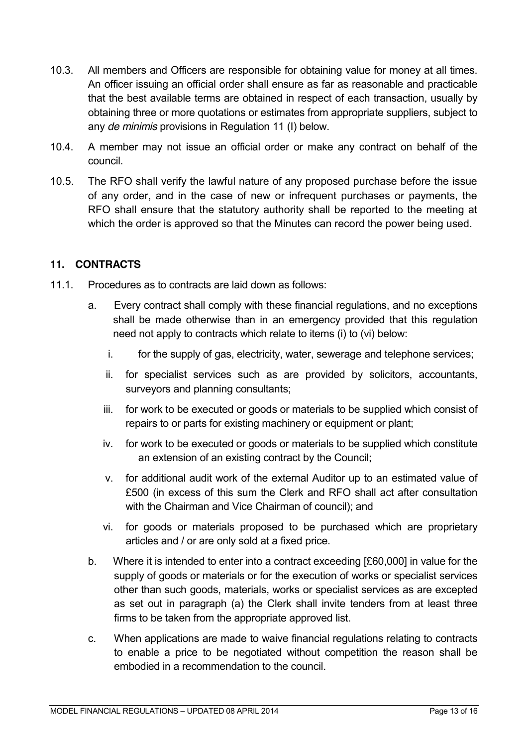10.3. All members and Officers are responsible for obtaining value for money at all times. An officer issuing an official order shall ensure as far as reasonable and practicable that the best available terms are obtained in respect of each transaction, usually by obtaining three or more quotations or estimates from appropriate suppliers, subject to any *de minimis* provisions in Regulation 11 (I) below.

10.4. A member may not issue an official order or make any contract on behalf of the council.

10.5. The RFO shall verify the lawful nature of any proposed purchase before the issue of any order, and in the case of new or infrequent purchases or payments, the RFO shall ensure that the statutory authority shall be reported to the meeting at which the order is approved so that the Minutes can record the power being used.

## 11. CONTRACTS

11.1. Procedures as to contracts are laid down as follows:

a. Every contract shall comply with these financial regulations, and no exceptions shall be made otherwise than in an emergency provided that this regulation need not apply to contracts which relate to items (i) to (vi) below:

   i. for the supply of gas, electricity, water, sewerage and telephone services;

   ii. for specialist services such as are provided by solicitors, accountants, surveyors and planning consultants;

   iii. for work to be executed or goods or materials to be supplied which consist of repairs to or parts for existing machinery or equipment or plant;

   iv. for work to be executed or goods or materials to be supplied which constitute an extension of an existing contract by the Council;

   v. for additional audit work of the external Auditor up to an estimated value of £500 (in excess of this sum the Clerk and RFO shall act after consultation with the Chairman and Vice Chairman of council); and

   vi. for goods or materials proposed to be purchased which are proprietary articles and / or are only sold at a fixed price.

b. Where it is intended to enter into a contract exceeding [£60,000] in value for the supply of goods or materials or for the execution of works or specialist services other than such goods, materials, works or specialist services as are excepted as set out in paragraph (a) the Clerk shall invite tenders from at least three firms to be taken from the appropriate approved list.

c. When applications are made to waive financial regulations relating to contracts to enable a price to be negotiated without competition the reason shall be embodied in a recommendation to the council.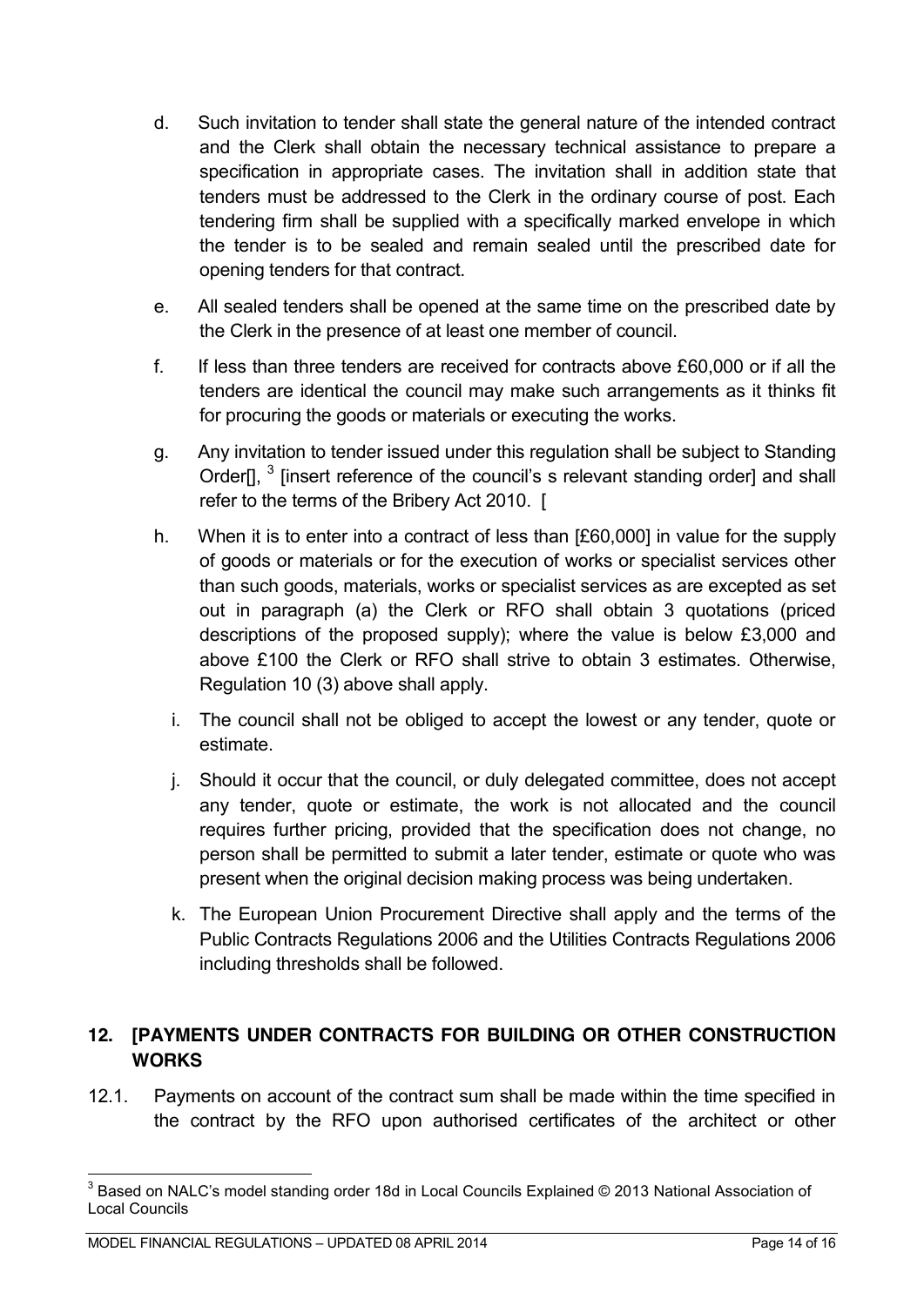d. Such invitation to tender shall state the general nature of the intended contract and the Clerk shall obtain the necessary technical assistance to prepare a specification in appropriate cases. The invitation shall in addition state that tenders must be addressed to the Clerk in the ordinary course of post. Each tendering firm shall be supplied with a specifically marked envelope in which the tender is to be sealed and remain sealed until the prescribed date for opening tenders for that contract.

e. All sealed tenders shall be opened at the same time on the prescribed date by the Clerk in the presence of at least one member of council.

f. If less than three tenders are received for contracts above £60,000 or if all the tenders are identical the council may make such arrangements as it thinks fit for procuring the goods or materials or executing the works.

g. Any invitation to tender issued under this regulation shall be subject to Standing Order[], [3] [insert reference of the council's s relevant standing order] and shall refer to the terms of the Bribery Act 2010. [

h. When it is to enter into a contract of less than [£60,000] in value for the supply of goods or materials or for the execution of works or specialist services other than such goods, materials, works or specialist services as are excepted as set out in paragraph (a) the Clerk or RFO shall obtain 3 quotations (priced descriptions of the proposed supply); where the value is below £3,000 and above £100 the Clerk or RFO shall strive to obtain 3 estimates. Otherwise, Regulation 10 (3) above shall apply.

i. The council shall not be obliged to accept the lowest or any tender, quote or estimate.

j. Should it occur that the council, or duly delegated committee, does not accept any tender, quote or estimate, the work is not allocated and the council requires further pricing, provided that the specification does not change, no person shall be permitted to submit a later tender, estimate or quote who was present when the original decision making process was being undertaken.

k. The European Union Procurement Directive shall apply and the terms of the Public Contracts Regulations 2006 and the Utilities Contracts Regulations 2006 including thresholds shall be followed.

## 12. [PAYMENTS UNDER CONTRACTS FOR BUILDING OR OTHER CONSTRUCTION WORKS

12.1. Payments on account of the contract sum shall be made within the time specified in the contract by the RFO upon authorised certificates of the architect or other

[3] Based on NALC's model standing order 18d in Local Councils Explained © 2013 National Association of Local Councils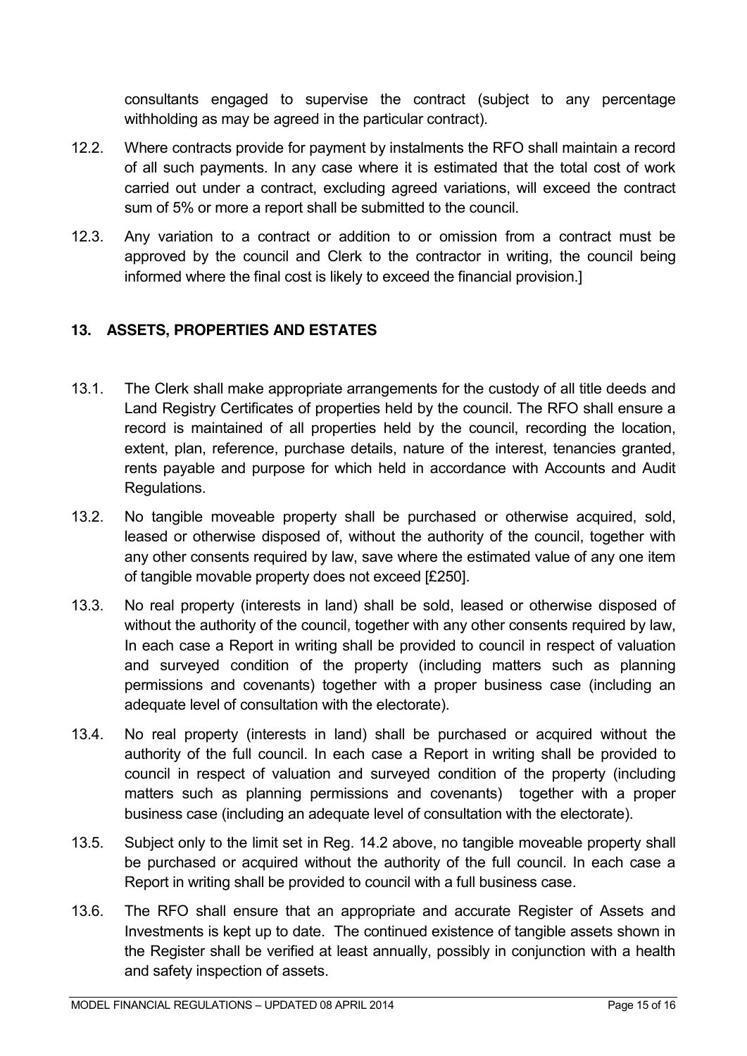consultants engaged to supervise the contract (subject to any percentage withholding as may be agreed in the particular contract).

12.2. Where contracts provide for payment by instalments the RFO shall maintain a record of all such payments. In any case where it is estimated that the total cost of work carried out under a contract, excluding agreed variations, will exceed the contract sum of 5% or more a report shall be submitted to the council.

12.3. Any variation to a contract or addition to or omission from a contract must be approved by the council and Clerk to the contractor in writing, the council being informed where the final cost is likely to exceed the financial provision.]

## 13. ASSETS, PROPERTIES AND ESTATES

13.1. The Clerk shall make appropriate arrangements for the custody of all title deeds and Land Registry Certificates of properties held by the council. The RFO shall ensure a record is maintained of all properties held by the council, recording the location, extent, plan, reference, purchase details, nature of the interest, tenancies granted, rents payable and purpose for which held in accordance with Accounts and Audit Regulations.

13.2. No tangible moveable property shall be purchased or otherwise acquired, sold, leased or otherwise disposed of, without the authority of the council, together with any other consents required by law, save where the estimated value of any one item of tangible movable property does not exceed [£250].

13.3. No real property (interests in land) shall be sold, leased or otherwise disposed of without the authority of the council, together with any other consents required by law, In each case a Report in writing shall be provided to council in respect of valuation and surveyed condition of the property (including matters such as planning permissions and covenants) together with a proper business case (including an adequate level of consultation with the electorate).

13.4. No real property (interests in land) shall be purchased or acquired without the authority of the full council. In each case a Report in writing shall be provided to council in respect of valuation and surveyed condition of the property (including matters such as planning permissions and covenants) together with a proper business case (including an adequate level of consultation with the electorate).

13.5. Subject only to the limit set in Reg. 14.2 above, no tangible moveable property shall be purchased or acquired without the authority of the full council. In each case a Report in writing shall be provided to council with a full business case.

13.6. The RFO shall ensure that an appropriate and accurate Register of Assets and Investments is kept up to date. The continued existence of tangible assets shown in the Register shall be verified at least annually, possibly in conjunction with a health and safety inspection of assets.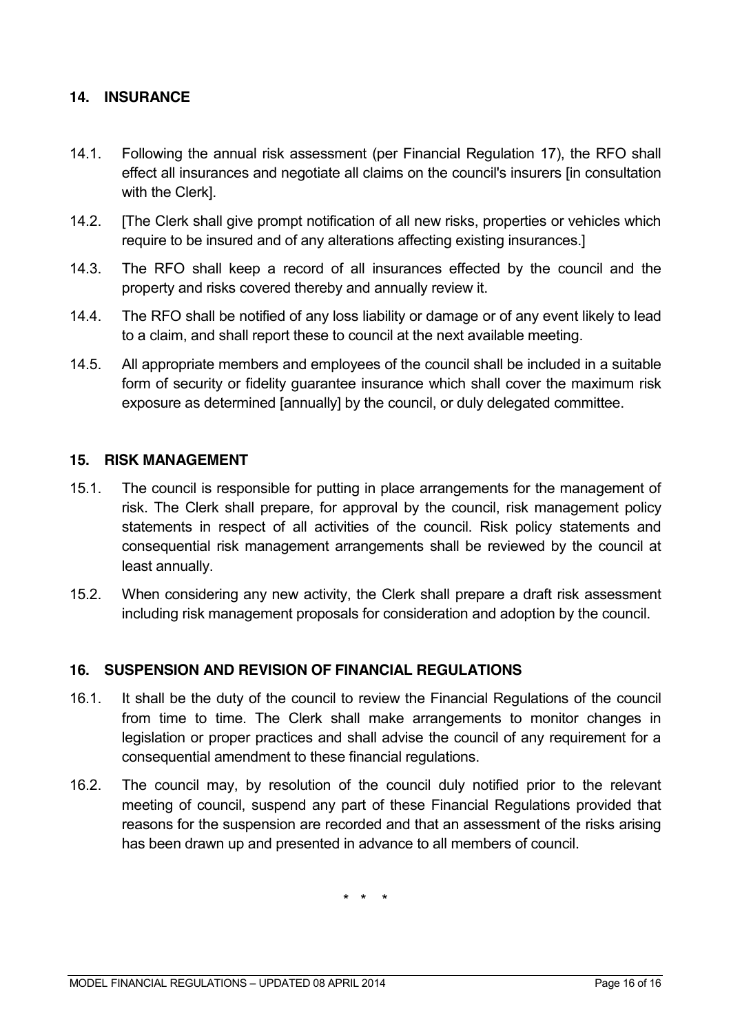## 14. INSURANCE

14.1. Following the annual risk assessment (per Financial Regulation 17), the RFO shall effect all insurances and negotiate all claims on the council's insurers [in consultation with the Clerk].

14.2. [The Clerk shall give prompt notification of all new risks, properties or vehicles which require to be insured and of any alterations affecting existing insurances.]

14.3. The RFO shall keep a record of all insurances effected by the council and the property and risks covered thereby and annually review it.

14.4. The RFO shall be notified of any loss liability or damage or of any event likely to lead to a claim, and shall report these to council at the next available meeting.

14.5. All appropriate members and employees of the council shall be included in a suitable form of security or fidelity guarantee insurance which shall cover the maximum risk exposure as determined [annually] by the council, or duly delegated committee.

## 15. RISK MANAGEMENT

15.1. The council is responsible for putting in place arrangements for the management of risk. The Clerk shall prepare, for approval by the council, risk management policy statements in respect of all activities of the council. Risk policy statements and consequential risk management arrangements shall be reviewed by the council at least annually.

15.2. When considering any new activity, the Clerk shall prepare a draft risk assessment including risk management proposals for consideration and adoption by the council.

## 16. SUSPENSION AND REVISION OF FINANCIAL REGULATIONS

16.1. It shall be the duty of the council to review the Financial Regulations of the council from time to time. The Clerk shall make arrangements to monitor changes in legislation or proper practices and shall advise the council of any requirement for a consequential amendment to these financial regulations.

16.2. The council may, by resolution of the council duly notified prior to the relevant meeting of council, suspend any part of these Financial Regulations provided that reasons for the suspension are recorded and that an assessment of the risks arising has been drawn up and presented in advance to all members of council.

\* \* \*